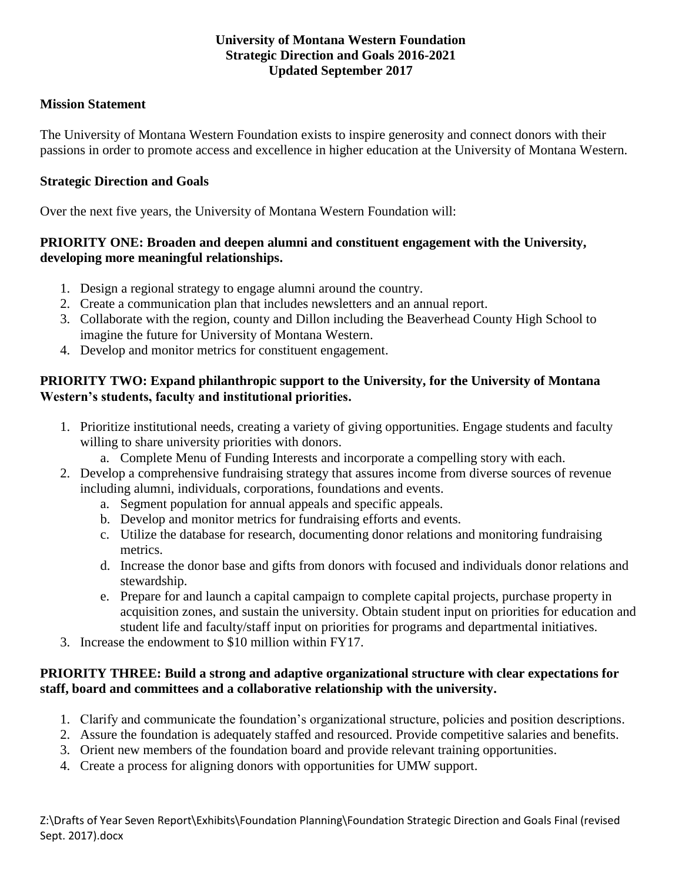# University of Montana Western Foundation
## Strategic Direction and Goals 2016-2021
### Updated September 2017

**Mission Statement**

The University of Montana Western Foundation exists to inspire generosity and connect donors with their passions in order to promote access and excellence in higher education at the University of Montana Western.

**Strategic Direction and Goals**

Over the next five years, the University of Montana Western Foundation will:

**PRIORITY ONE: Broaden and deepen alumni and constituent engagement with the University, developing more meaningful relationships.**

1. Design a regional strategy to engage alumni around the country.
2. Create a communication plan that includes newsletters and an annual report.
3. Collaborate with the region, county and Dillon including the Beaverhead County High School to imagine the future for University of Montana Western.
4. Develop and monitor metrics for constituent engagement.

**PRIORITY TWO: Expand philanthropic support to the University, for the University of Montana Western's students, faculty and institutional priorities.**

1. Prioritize institutional needs, creating a variety of giving opportunities. Engage students and faculty willing to share university priorities with donors.
   a. Complete Menu of Funding Interests and incorporate a compelling story with each.
2. Develop a comprehensive fundraising strategy that assures income from diverse sources of revenue including alumni, individuals, corporations, foundations and events.
   a. Segment population for annual appeals and specific appeals.
   b. Develop and monitor metrics for fundraising efforts and events.
   c. Utilize the database for research, documenting donor relations and monitoring fundraising metrics.
   d. Increase the donor base and gifts from donors with focused and individuals donor relations and stewardship.
   e. Prepare for and launch a capital campaign to complete capital projects, purchase property in acquisition zones, and sustain the university. Obtain student input on priorities for education and student life and faculty/staff input on priorities for programs and departmental initiatives.
3. Increase the endowment to $10 million within FY17.

**PRIORITY THREE: Build a strong and adaptive organizational structure with clear expectations for staff, board and committees and a collaborative relationship with the university.**

1. Clarify and communicate the foundation's organizational structure, policies and position descriptions.
2. Assure the foundation is adequately staffed and resourced. Provide competitive salaries and benefits.
3. Orient new members of the foundation board and provide relevant training opportunities.
4. Create a process for aligning donors with opportunities for UMW support.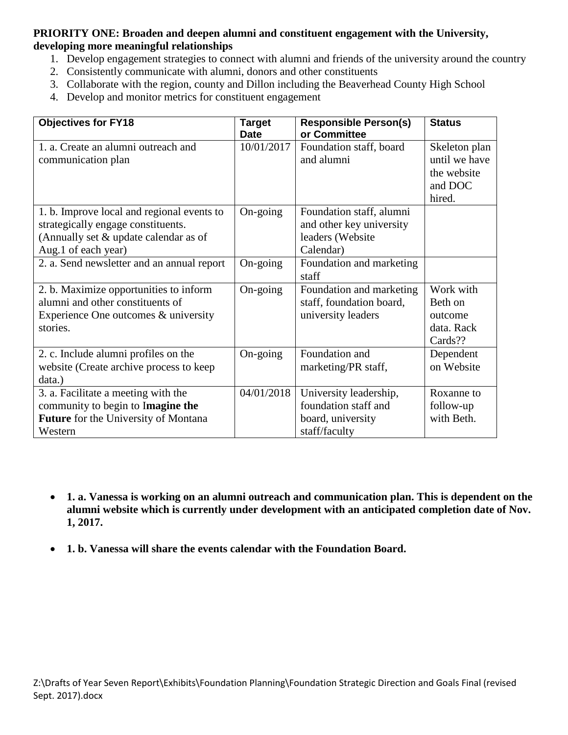**PRIORITY ONE: Broaden and deepen alumni and constituent engagement with the University, developing more meaningful relationships**

1. Develop engagement strategies to connect with alumni and friends of the university around the country
2. Consistently communicate with alumni, donors and other constituents
3. Collaborate with the region, county and Dillon including the Beaverhead County High School
4. Develop and monitor metrics for constituent engagement

| Objectives for FY18 | Target Date | Responsible Person(s) or Committee | Status |
|---|---|---|---|
| 1. a. Create an alumni outreach and communication plan | 10/01/2017 | Foundation staff, board and alumni | Skeleton plan until we have the website and DOC hired. |
| 1. b. Improve local and regional events to strategically engage constituents. (Annually set & update calendar as of Aug.1 of each year) | On-going | Foundation staff, alumni and other key university leaders (Website Calendar) | |
| 2. a. Send newsletter and an annual report | On-going | Foundation and marketing staff | |
| 2. b. Maximize opportunities to inform alumni and other constituents of Experience One outcomes & university stories. | On-going | Foundation and marketing staff, foundation board, university leaders | Work with Beth on outcome data. Rack Cards?? |
| 2. c. Include alumni profiles on the website (Create archive process to keep data.) | On-going | Foundation and marketing/PR staff, | Dependent on Website |
| 3. a. Facilitate a meeting with the community to begin to I**magine the Future** for the University of Montana Western | 04/01/2018 | University leadership, foundation staff and board, university staff/faculty | Roxanne to follow-up with Beth. |

- **1. a. Vanessa is working on an alumni outreach and communication plan. This is dependent on the alumni website which is currently under development with an anticipated completion date of Nov. 1, 2017.**
- **1. b. Vanessa will share the events calendar with the Foundation Board.**

Z:\Drafts of Year Seven Report\Exhibits\Foundation Planning\Foundation Strategic Direction and Goals Final (revised Sept. 2017).docx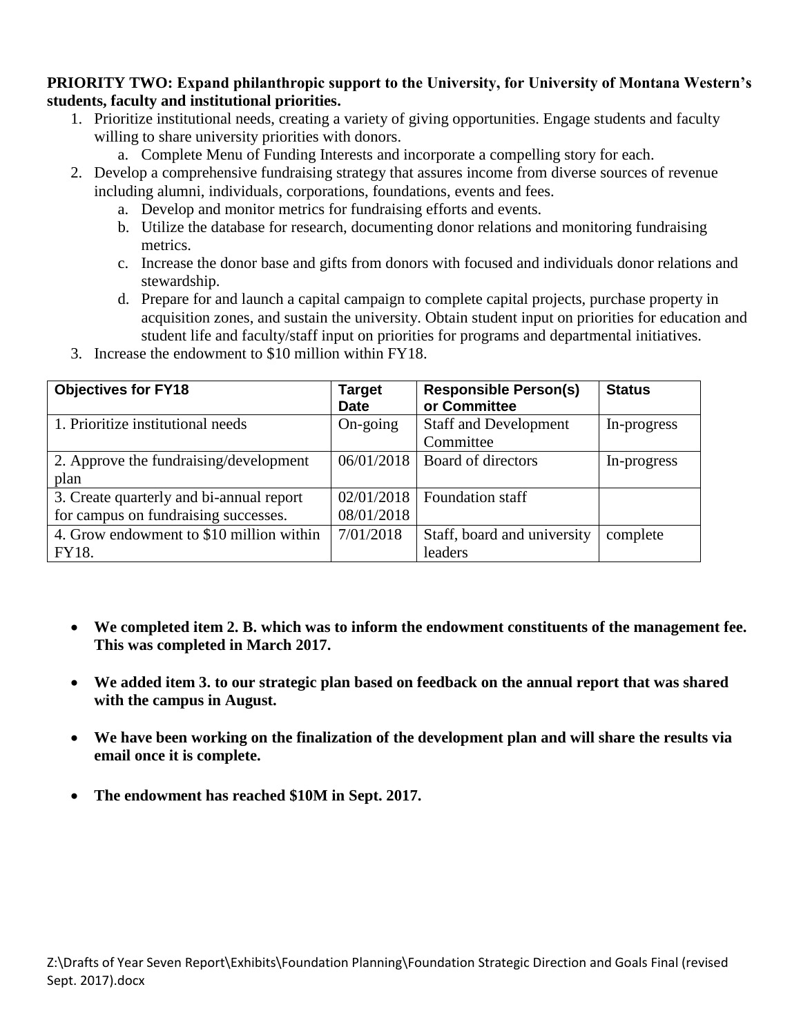**PRIORITY TWO: Expand philanthropic support to the University, for University of Montana Western's students, faculty and institutional priorities.**

1. Prioritize institutional needs, creating a variety of giving opportunities. Engage students and faculty willing to share university priorities with donors.
   a. Complete Menu of Funding Interests and incorporate a compelling story for each.
2. Develop a comprehensive fundraising strategy that assures income from diverse sources of revenue including alumni, individuals, corporations, foundations, events and fees.
   a. Develop and monitor metrics for fundraising efforts and events.
   b. Utilize the database for research, documenting donor relations and monitoring fundraising metrics.
   c. Increase the donor base and gifts from donors with focused and individuals donor relations and stewardship.
   d. Prepare for and launch a capital campaign to complete capital projects, purchase property in acquisition zones, and sustain the university. Obtain student input on priorities for education and student life and faculty/staff input on priorities for programs and departmental initiatives.
3. Increase the endowment to $10 million within FY18.

| Objectives for FY18 | Target Date | Responsible Person(s) or Committee | Status |
|---|---|---|---|
| 1. Prioritize institutional needs | On-going | Staff and Development Committee | In-progress |
| 2. Approve the fundraising/development plan | 06/01/2018 | Board of directors | In-progress |
| 3. Create quarterly and bi-annual report for campus on fundraising successes. | 02/01/2018 08/01/2018 | Foundation staff | |
| 4. Grow endowment to $10 million within FY18. | 7/01/2018 | Staff, board and university leaders | complete |

- **We completed item 2. B. which was to inform the endowment constituents of the management fee. This was completed in March 2017.**
- **We added item 3. to our strategic plan based on feedback on the annual report that was shared with the campus in August.**
- **We have been working on the finalization of the development plan and will share the results via email once it is complete.**
- **The endowment has reached $10M in Sept. 2017.**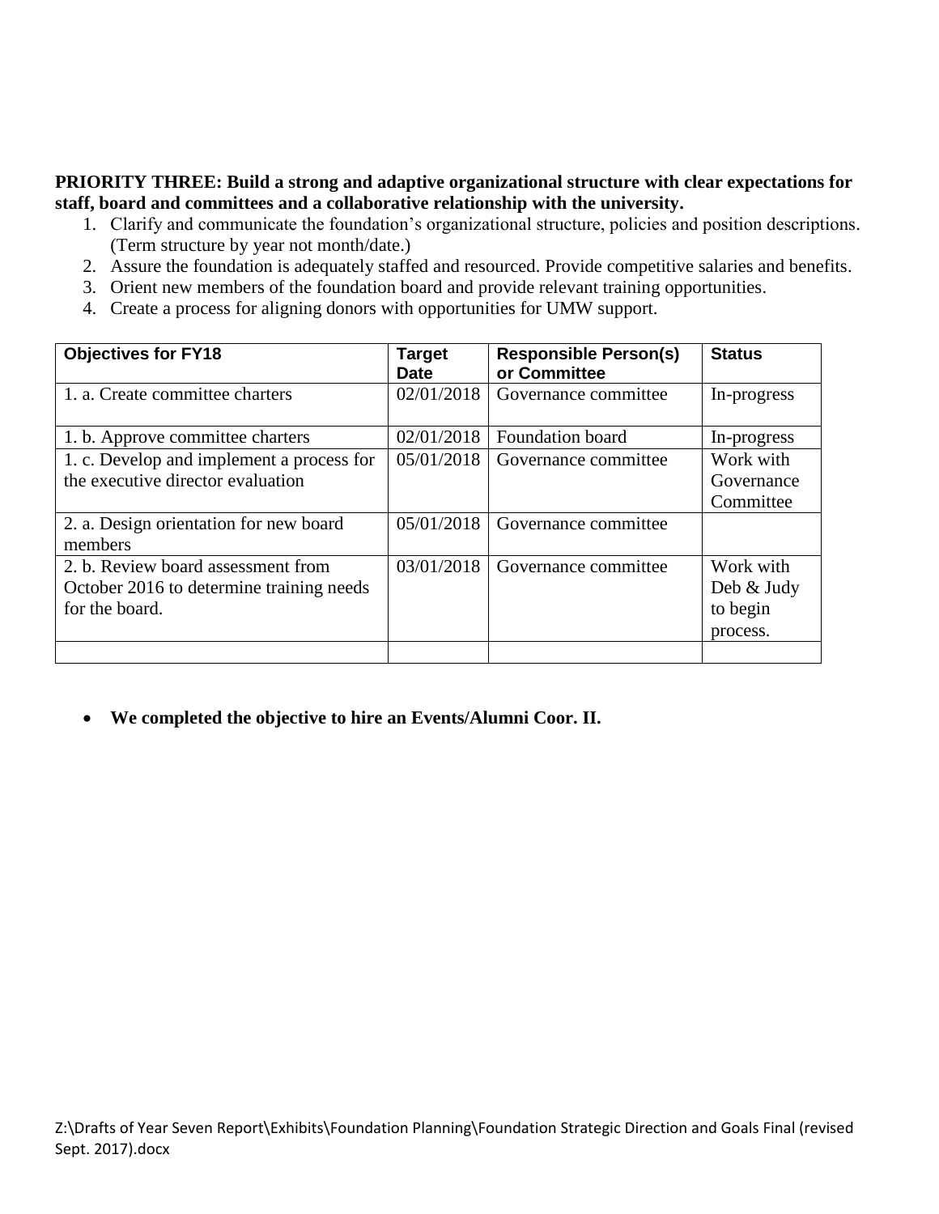**PRIORITY THREE: Build a strong and adaptive organizational structure with clear expectations for staff, board and committees and a collaborative relationship with the university.**

1. Clarify and communicate the foundation's organizational structure, policies and position descriptions. (Term structure by year not month/date.)
2. Assure the foundation is adequately staffed and resourced. Provide competitive salaries and benefits.
3. Orient new members of the foundation board and provide relevant training opportunities.
4. Create a process for aligning donors with opportunities for UMW support.

| Objectives for FY18 | Target Date | Responsible Person(s) or Committee | Status |
|---|---|---|---|
| 1. a. Create committee charters | 02/01/2018 | Governance committee | In-progress |
| 1. b. Approve committee charters | 02/01/2018 | Foundation board | In-progress |
| 1. c. Develop and implement a process for the executive director evaluation | 05/01/2018 | Governance committee | Work with Governance Committee |
| 2. a. Design orientation for new board members | 05/01/2018 | Governance committee | |
| 2. b. Review board assessment from October 2016 to determine training needs for the board. | 03/01/2018 | Governance committee | Work with Deb & Judy to begin process. |
| | | | |

- **We completed the objective to hire an Events/Alumni Coor. II.**